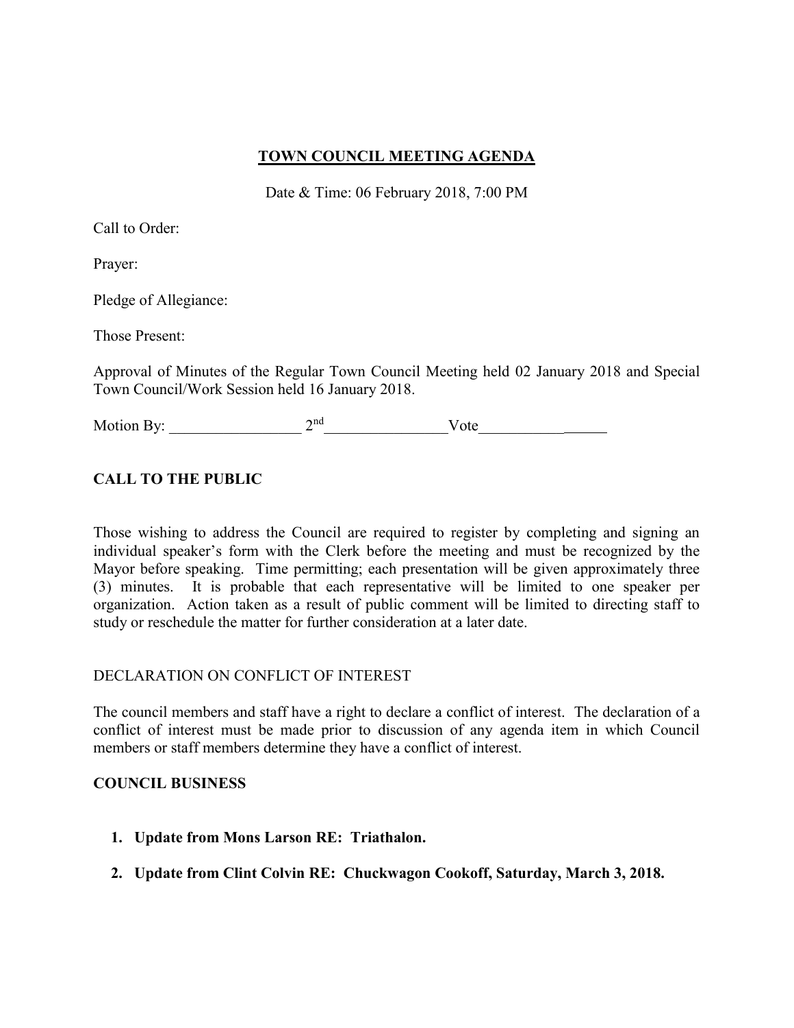# TOWN COUNCIL MEETING AGENDA

Date & Time: 06 February 2018, 7:00 PM

Call to Order:

Prayer:

Pledge of Allegiance:

Those Present:

Approval of Minutes of the Regular Town Council Meeting held 02 January 2018 and Special Town Council/Work Session held 16 January 2018.

Motion By: _________________ 2nd________________Vote________________

**CALL TO THE PUBLIC**

Those wishing to address the Council are required to register by completing and signing an individual speaker's form with the Clerk before the meeting and must be recognized by the Mayor before speaking. Time permitting; each presentation will be given approximately three (3) minutes. It is probable that each representative will be limited to one speaker per organization. Action taken as a result of public comment will be limited to directing staff to study or reschedule the matter for further consideration at a later date.

DECLARATION ON CONFLICT OF INTEREST

The council members and staff have a right to declare a conflict of interest. The declaration of a conflict of interest must be made prior to discussion of any agenda item in which Council members or staff members determine they have a conflict of interest.

**COUNCIL BUSINESS**

1. **Update from Mons Larson RE: Triathalon.**
2. **Update from Clint Colvin RE: Chuckwagon Cookoff, Saturday, March 3, 2018.**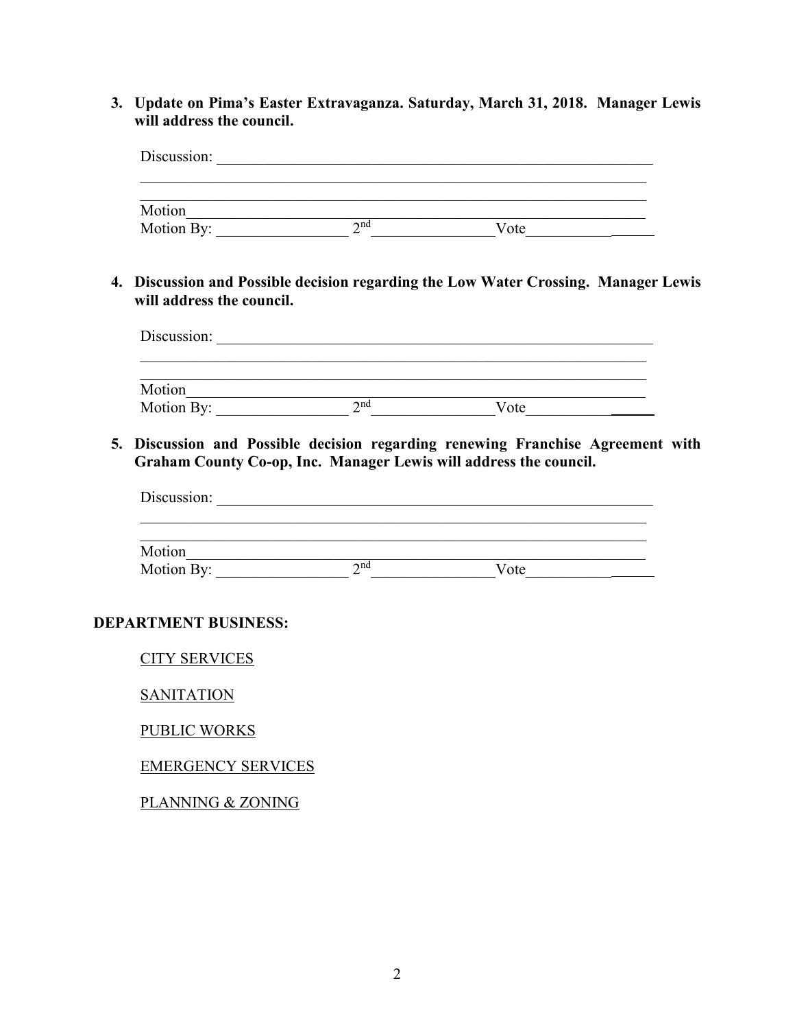3. **Update on Pima's Easter Extravaganza. Saturday, March 31, 2018. Manager Lewis will address the council.**

   Discussion: ____________________________________________________________
   ______________________________________________________________________
   ______________________________________________________________________
   Motion________________________________________________________________
   Motion By: _________________ 2nd________________Vote________________

4. **Discussion and Possible decision regarding the Low Water Crossing. Manager Lewis will address the council.**

   Discussion: ____________________________________________________________
   ______________________________________________________________________
   ______________________________________________________________________
   Motion________________________________________________________________
   Motion By: _________________ 2nd________________Vote________________

5. **Discussion and Possible decision regarding renewing Franchise Agreement with Graham County Co-op, Inc. Manager Lewis will address the council.**

   Discussion: ____________________________________________________________
   ______________________________________________________________________
   ______________________________________________________________________
   Motion________________________________________________________________
   Motion By: _________________ 2nd________________Vote________________

**DEPARTMENT BUSINESS:**

CITY SERVICES

SANITATION

PUBLIC WORKS

EMERGENCY SERVICES

PLANNING & ZONING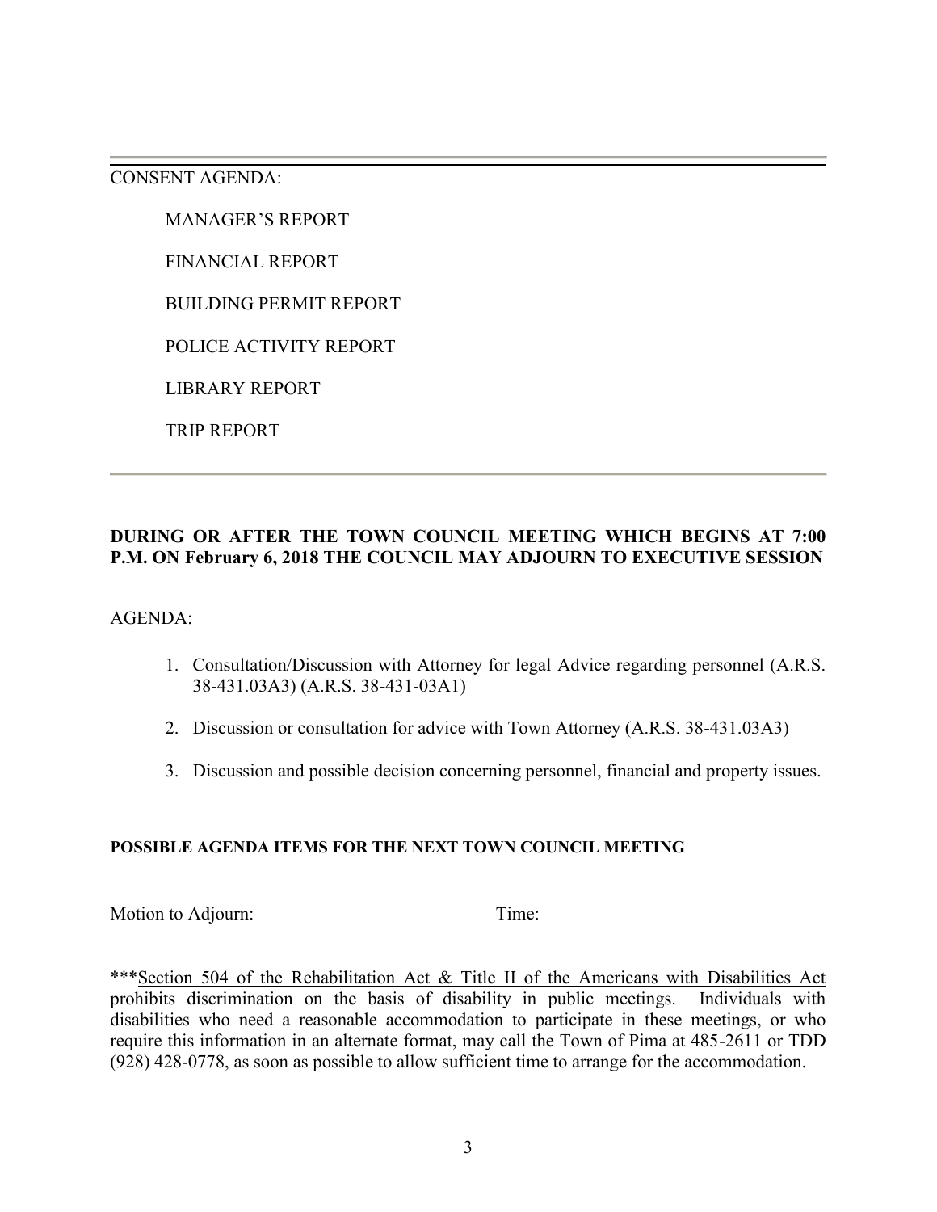---

CONSENT AGENDA:

MANAGER'S REPORT

FINANCIAL REPORT

BUILDING PERMIT REPORT

POLICE ACTIVITY REPORT

LIBRARY REPORT

TRIP REPORT

---

**DURING OR AFTER THE TOWN COUNCIL MEETING WHICH BEGINS AT 7:00 P.M. ON February 6, 2018 THE COUNCIL MAY ADJOURN TO EXECUTIVE SESSION**

AGENDA:

1. Consultation/Discussion with Attorney for legal Advice regarding personnel (A.R.S. 38-431.03A3) (A.R.S. 38-431-03A1)
2. Discussion or consultation for advice with Town Attorney (A.R.S. 38-431.03A3)
3. Discussion and possible decision concerning personnel, financial and property issues.

**POSSIBLE AGENDA ITEMS FOR THE NEXT TOWN COUNCIL MEETING**

Motion to Adjourn: Time:

***Section 504 of the Rehabilitation Act & Title II of the Americans with Disabilities Act prohibits discrimination on the basis of disability in public meetings. Individuals with disabilities who need a reasonable accommodation to participate in these meetings, or who require this information in an alternate format, may call the Town of Pima at 485-2611 or TDD (928) 428-0778, as soon as possible to allow sufficient time to arrange for the accommodation.